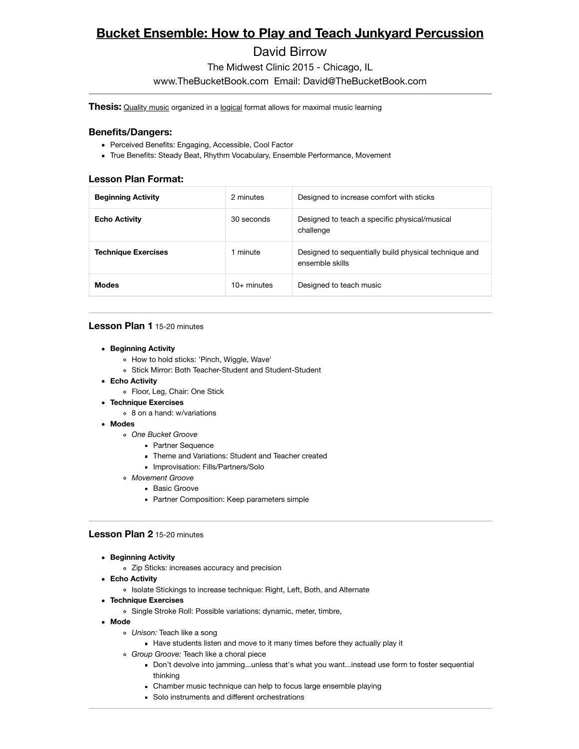# Bucket Ensemble: How to Play and Teach Junkyard Percussion

David Birrow

The Midwest Clinic 2015 - Chicago, IL

www.TheBucketBook.com Email: David@TheBucketBook.com

---

**Thesis:** Quality music organized in a logical format allows for maximal music learning

### Benefits/Dangers:

- Perceived Benefits: Engaging, Accessible, Cool Factor
- True Benefits: Steady Beat, Rhythm Vocabulary, Ensemble Performance, Movement

### Lesson Plan Format:

| | | |
|---|---|---|
| **Beginning Activity** | 2 minutes | Designed to increase comfort with sticks |
| **Echo Activity** | 30 seconds | Designed to teach a specific physical/musical challenge |
| **Technique Exercises** | 1 minute | Designed to sequentially build physical technique and ensemble skills |
| **Modes** | 10+ minutes | Designed to teach music |

---

### Lesson Plan 1 15-20 minutes

- **Beginning Activity**
  - How to hold sticks: 'Pinch, Wiggle, Wave'
  - Stick Mirror: Both Teacher-Student and Student-Student
- **Echo Activity**
  - Floor, Leg, Chair: One Stick
- **Technique Exercises**
  - 8 on a hand: w/variations
- **Modes**
  - *One Bucket Groove*
    - Partner Sequence
    - Theme and Variations: Student and Teacher created
    - Improvisation: Fills/Partners/Solo
  - *Movement Groove*
    - Basic Groove
    - Partner Composition: Keep parameters simple

---

### Lesson Plan 2 15-20 minutes

- **Beginning Activity**
  - Zip Sticks: increases accuracy and precision
- **Echo Activity**
  - Isolate Stickings to increase technique: Right, Left, Both, and Alternate
- **Technique Exercises**
  - Single Stroke Roll: Possible variations: dynamic, meter, timbre,
- **Mode**
  - *Unison:* Teach like a song
    - Have students listen and move to it many times before they actually play it
  - *Group Groove:* Teach like a choral piece
    - Don't devolve into jamming...unless that's what you want...instead use form to foster sequential thinking
    - Chamber music technique can help to focus large ensemble playing
    - Solo instruments and different orchestrations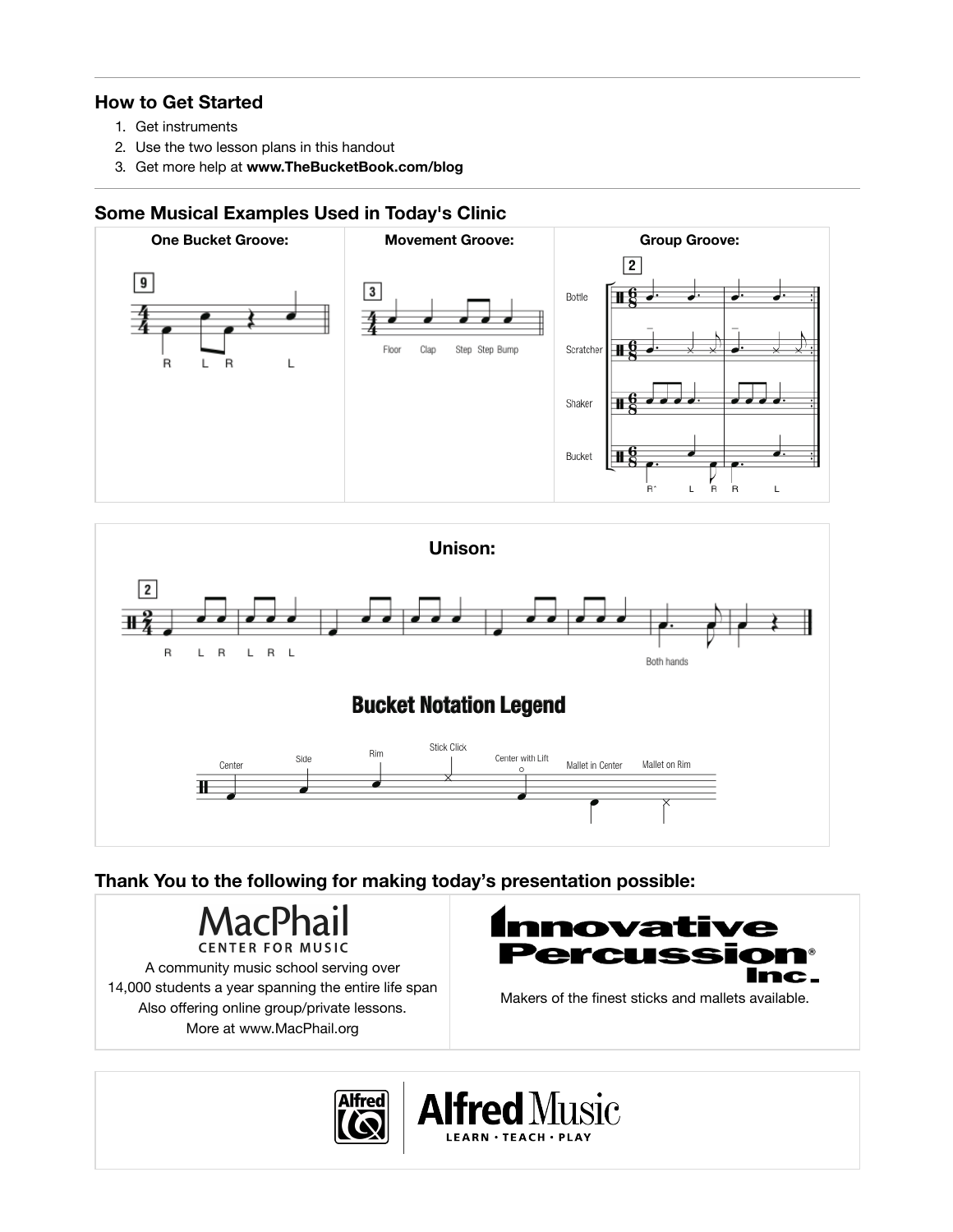## How to Get Started

1. Get instruments
2. Use the two lesson plans in this handout
3. Get more help at **www.TheBucketBook.com/blog**

## Some Musical Examples Used in Today's Clinic

**One Bucket Groove:**

9

R L R L

**Movement Groove:**

3

Floor Clap Step Step Bump

**Group Groove:**

2

Bottle

Scratcher

Shaker

Bucket

R* L R R L

**Unison:**

2

R L R L R L

Both hands

## Bucket Notation Legend

Center

Side

Rim

Stick Click

Center with Lift

Mallet in Center

Mallet on Rim

## Thank You to the following for making today's presentation possible:

**MacPhail**
**CENTER FOR MUSIC**

A community music school serving over 14,000 students a year spanning the entire life span

Also offering online group/private lessons.

More at www.MacPhail.org

**Innovative Percussion® Inc.**

Makers of the finest sticks and mallets available.

**Alfred Music**
LEARN · TEACH · PLAY